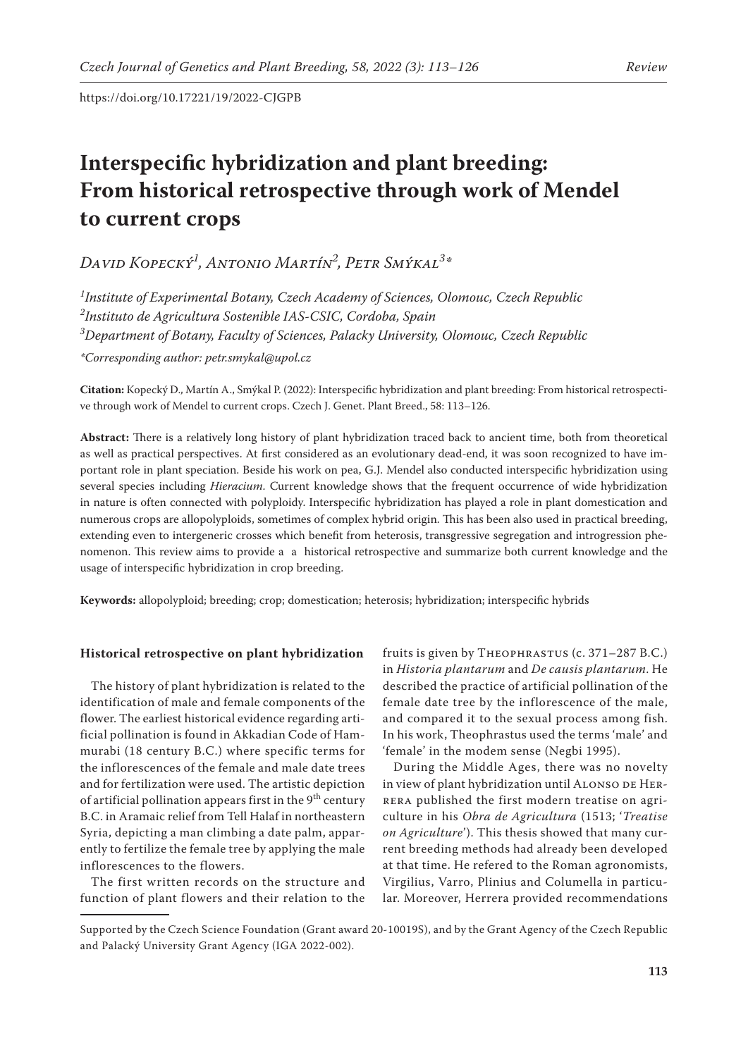https://doi.org/10.17221/19/2022-CJGPB

# Interspecific hybridization and plant breeding: From historical retrospective through work of Mendel to current crops

*David Kopecký[1], Antonio Martín[2], Petr Smýkal[3]\**

[1]*Institute of Experimental Botany, Czech Academy of Sciences, Olomouc, Czech Republic*
[2]*Instituto de Agricultura Sostenible IAS-CSIC, Cordoba, Spain*
[3]*Department of Botany, Faculty of Sciences, Palacky University, Olomouc, Czech Republic*

*\*Corresponding author: petr.smykal@upol.cz*

**Citation:** Kopecký D., Martín A., Smýkal P. (2022): Interspecific hybridization and plant breeding: From historical retrospective through work of Mendel to current crops. Czech J. Genet. Plant Breed., 58: 113–126.

**Abstract:** There is a relatively long history of plant hybridization traced back to ancient time, both from theoretical as well as practical perspectives. At first considered as an evolutionary dead-end, it was soon recognized to have important role in plant speciation. Beside his work on pea, G.J. Mendel also conducted interspecific hybridization using several species including *Hieracium*. Current knowledge shows that the frequent occurrence of wide hybridization in nature is often connected with polyploidy. Interspecific hybridization has played a role in plant domestication and numerous crops are allopolyploids, sometimes of complex hybrid origin. This has been also used in practical breeding, extending even to intergeneric crosses which benefit from heterosis, transgressive segregation and introgression phenomenon. This review aims to provide a a historical retrospective and summarize both current knowledge and the usage of interspecific hybridization in crop breeding.

**Keywords:** allopolyploid; breeding; crop; domestication; heterosis; hybridization; interspecific hybrids

## Historical retrospective on plant hybridization

The history of plant hybridization is related to the identification of male and female components of the flower. The earliest historical evidence regarding artificial pollination is found in Akkadian Code of Hammurabi (18 century B.C.) where specific terms for the inflorescences of the female and male date trees and for fertilization were used. The artistic depiction of artificial pollination appears first in the 9th century B.C. in Aramaic relief from Tell Halaf in northeastern Syria, depicting a man climbing a date palm, apparently to fertilize the female tree by applying the male inflorescences to the flowers.

The first written records on the structure and function of plant flowers and their relation to the fruits is given by Theophrastus (c. 371–287 B.C.) in *Historia plantarum* and *De causis plantarum*. He described the practice of artificial pollination of the female date tree by the inflorescence of the male, and compared it to the sexual process among fish. In his work, Theophrastus used the terms 'male' and 'female' in the modem sense (Negbi 1995).

During the Middle Ages, there was no novelty in view of plant hybridization until Alonso de Herrera published the first modern treatise on agriculture in his *Obra de Agricultura* (1513; '*Treatise on Agriculture*'). This thesis showed that many current breeding methods had already been developed at that time. He refered to the Roman agronomists, Virgilius, Varro, Plinius and Columella in particular. Moreover, Herrera provided recommendations

Supported by the Czech Science Foundation (Grant award 20-10019S), and by the Grant Agency of the Czech Republic and Palacký University Grant Agency (IGA 2022-002).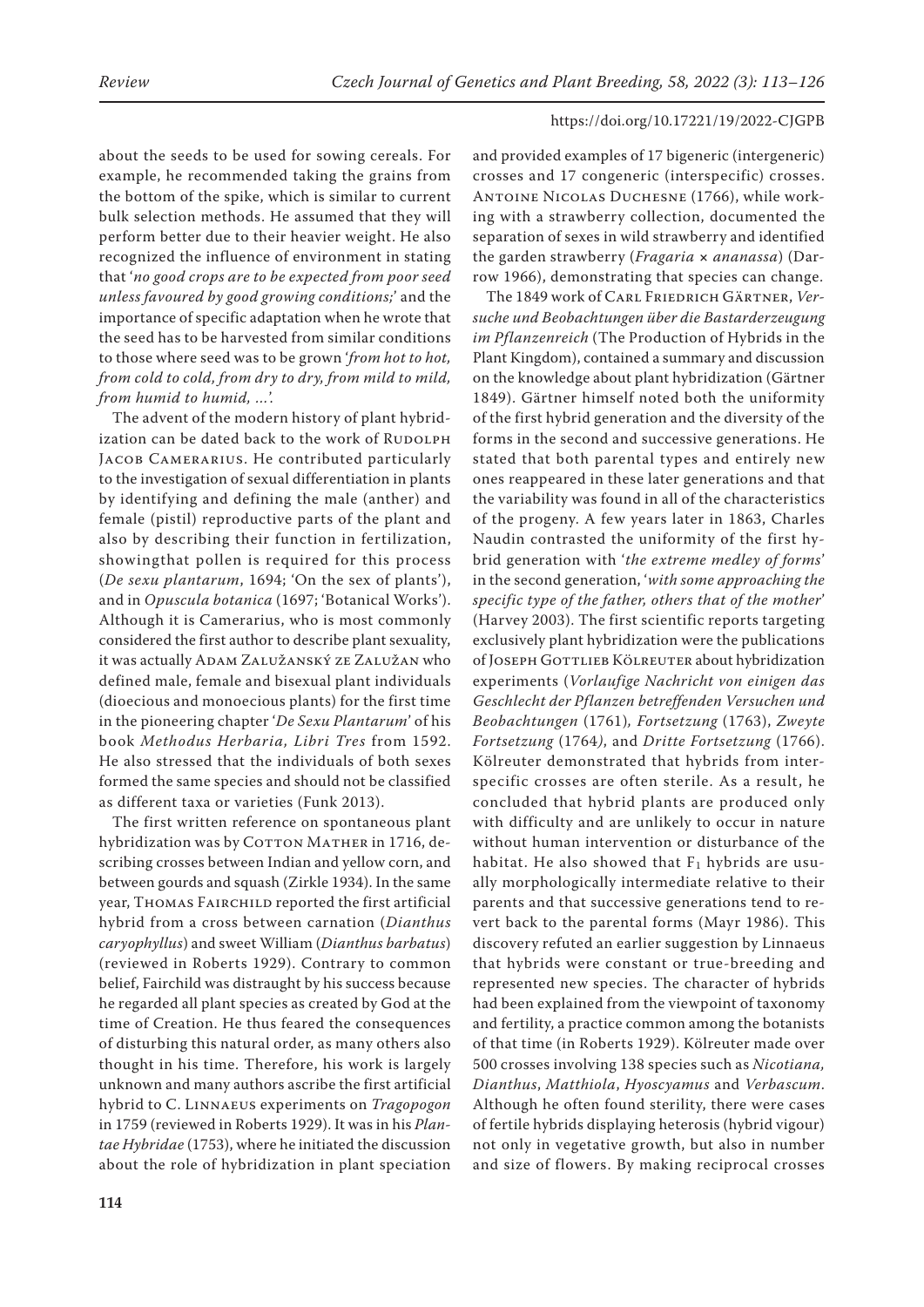about the seeds to be used for sowing cereals. For example, he recommended taking the grains from the bottom of the spike, which is similar to current bulk selection methods. He assumed that they will perform better due to their heavier weight. He also recognized the influence of environment in stating that '*no good crops are to be expected from poor seed unless favoured by good growing conditions;*' and the importance of specific adaptation when he wrote that the seed has to be harvested from similar conditions to those where seed was to be grown '*from hot to hot, from cold to cold, from dry to dry, from mild to mild, from humid to humid, ...*'.

The advent of the modern history of plant hybridization can be dated back to the work of Rudolph Jacob Camerarius. He contributed particularly to the investigation of sexual differentiation in plants by identifying and defining the male (anther) and female (pistil) reproductive parts of the plant and also by describing their function in fertilization, showingthat pollen is required for this process (*De sexu plantarum*, 1694; 'On the sex of plants'), and in *Opuscula botanica* (1697; 'Botanical Works'). Although it is Camerarius, who is most commonly considered the first author to describe plant sexuality, it was actually Adam Zalužanský ze Zalužan who defined male, female and bisexual plant individuals (dioecious and monoecious plants) for the first time in the pioneering chapter '*De Sexu Plantarum*' of his book *Methodus Herbaria, Libri Tres* from 1592. He also stressed that the individuals of both sexes formed the same species and should not be classified as different taxa or varieties (Funk 2013).

The first written reference on spontaneous plant hybridization was by Cotton Mather in 1716, describing crosses between Indian and yellow corn, and between gourds and squash (Zirkle 1934). In the same year, Thomas Fairchild reported the first artificial hybrid from a cross between carnation (*Dianthus caryophyllus*) and sweet William (*Dianthus barbatus*) (reviewed in Roberts 1929). Contrary to common belief, Fairchild was distraught by his success because he regarded all plant species as created by God at the time of Creation. He thus feared the consequences of disturbing this natural order, as many others also thought in his time. Therefore, his work is largely unknown and many authors ascribe the first artificial hybrid to C. Linnaeus experiments on *Tragopogon* in 1759 (reviewed in Roberts 1929). It was in his *Plantae Hybridae* (1753), where he initiated the discussion about the role of hybridization in plant speciation and provided examples of 17 bigeneric (intergeneric) crosses and 17 congeneric (interspecific) crosses. Antoine Nicolas Duchesne (1766), while working with a strawberry collection, documented the separation of sexes in wild strawberry and identified the garden strawberry (*Fragaria* × *ananassa*) (Darrow 1966), demonstrating that species can change.

The 1849 work of Carl Friedrich Gärtner, *Versuche und Beobachtungen über die Bastarderzeugung im Pflanzenreich* (The Production of Hybrids in the Plant Kingdom), contained a summary and discussion on the knowledge about plant hybridization (Gärtner 1849). Gärtner himself noted both the uniformity of the first hybrid generation and the diversity of the forms in the second and successive generations. He stated that both parental types and entirely new ones reappeared in these later generations and that the variability was found in all of the characteristics of the progeny. A few years later in 1863, Charles Naudin contrasted the uniformity of the first hybrid generation with '*the extreme medley of forms*' in the second generation, '*with some approaching the specific type of the father, others that of the mother*' (Harvey 2003). The first scientific reports targeting exclusively plant hybridization were the publications of Joseph Gottlieb Kölreuter about hybridization experiments (*Vorlaufige Nachricht von einigen das Geschlecht der Pflanzen betreffenden Versuchen und Beobachtungen* (1761), *Fortsetzung* (1763), *Zweyte Fortsetzung* (1764), and *Dritte Fortsetzung* (1766). Kölreuter demonstrated that hybrids from interspecific crosses are often sterile. As a result, he concluded that hybrid plants are produced only with difficulty and are unlikely to occur in nature without human intervention or disturbance of the habitat. He also showed that $F_1$ hybrids are usually morphologically intermediate relative to their parents and that successive generations tend to revert back to the parental forms (Mayr 1986). This discovery refuted an earlier suggestion by Linnaeus that hybrids were constant or true-breeding and represented new species. The character of hybrids had been explained from the viewpoint of taxonomy and fertility, a practice common among the botanists of that time (in Roberts 1929). Kölreuter made over 500 crosses involving 138 species such as *Nicotiana, Dianthus*, *Matthiola*, *Hyoscyamus* and *Verbascum*. Although he often found sterility, there were cases of fertile hybrids displaying heterosis (hybrid vigour) not only in vegetative growth, but also in number and size of flowers. By making reciprocal crosses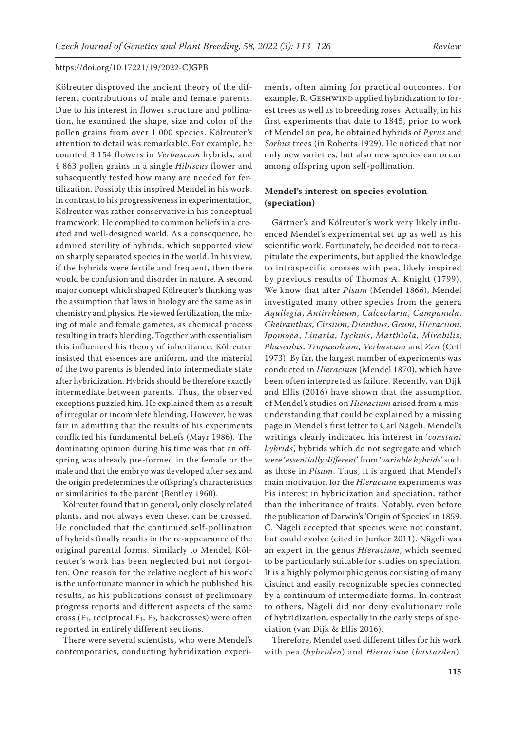Kölreuter disproved the ancient theory of the different contributions of male and female parents. Due to his interest in flower structure and pollination, he examined the shape, size and color of the pollen grains from over 1 000 species. Kölreuter's attention to detail was remarkable. For example, he counted 3 154 flowers in *Verbascum* hybrids, and 4 863 pollen grains in a single *Hibiscus* flower and subsequently tested how many are needed for fertilization. Possibly this inspired Mendel in his work. In contrast to his progressiveness in experimentation, Kölreuter was rather conservative in his conceptual framework. He complied to common beliefs in a created and well-designed world. As a consequence, he admired sterility of hybrids, which supported view on sharply separated species in the world. In his view, if the hybrids were fertile and frequent, then there would be confusion and disorder in nature. A second major concept which shaped Kölreuter's thinking was the assumption that laws in biology are the same as in chemistry and physics. He viewed fertilization, the mixing of male and female gametes, as chemical process resulting in traits blending. Together with essentialism this influenced his theory of inheritance. Kölreuter insisted that essences are uniform, and the material of the two parents is blended into intermediate state after hybridization. Hybrids should be therefore exactly intermediate between parents. Thus, the observed exceptions puzzled him. He explained them as a result of irregular or incomplete blending. However, he was fair in admitting that the results of his experiments conflicted his fundamental beliefs (Mayr 1986). The dominating opinion during his time was that an offspring was already pre-formed in the female or the male and that the embryo was developed after sex and the origin predetermines the offspring's characteristics or similarities to the parent (Bentley 1960).

Kölreuter found that in general, only closely related plants, and not always even these, can be crossed. He concluded that the continued self-pollination of hybrids finally results in the re-appearance of the original parental forms. Similarly to Mendel, Kölreuter's work has been neglected but not forgotten. One reason for the relative neglect of his work is the unfortunate manner in which he published his results, as his publications consist of preliminary progress reports and different aspects of the same cross ($F_1$, reciprocal $F_1$, $F_2$, backcrosses) were often reported in entirely different sections.

There were several scientists, who were Mendel's contemporaries, conducting hybridization experiments, often aiming for practical outcomes. For example, R. Geshwind applied hybridization to forest trees as well as to breeding roses. Actually, in his first experiments that date to 1845, prior to work of Mendel on pea, he obtained hybrids of *Pyrus* and *Sorbus* trees (in Roberts 1929). He noticed that not only new varieties, but also new species can occur among offspring upon self-pollination.

## Mendel's interest on species evolution (speciation)

Gärtner's and Kölreuter's work very likely influenced Mendel's experimental set up as well as his scientific work. Fortunately, he decided not to recapitulate the experiments, but applied the knowledge to intraspecific crosses with pea, likely inspired by previous results of Thomas A. Knight (1799). We know that after *Pisum* (Mendel 1866), Mendel investigated many other species from the genera *Aquilegia*, *Antirrhinum*, *Calceolaria*, *Campanula*, *Cheiranthus*, *Cirsium*, *Dianthus*, *Geum*, *Hieracium*, *Ipomoea*, *Linaria*, *Lychnis*, *Matthiola*, *Mirabilis*, *Phaseolus*, *Tropaeoleum*, *Verbascum* and *Zea* (Cetl 1973). By far, the largest number of experiments was conducted in *Hieracium* (Mendel 1870), which have been often interpreted as failure. Recently, van Dijk and Ellis (2016) have shown that the assumption of Mendel's studies on *Hieracium* arised from a misunderstanding that could be explained by a missing page in Mendel's first letter to Carl Nägeli. Mendel's writings clearly indicated his interest in '*constant hybrids*', hybrids which do not segregate and which were '*essentially different*' from '*variable hybrids*' such as those in *Pisum*. Thus, it is argued that Mendel's main motivation for the *Hieracium* experiments was his interest in hybridization and speciation, rather than the inheritance of traits. Notably, even before the publication of Darwin's 'Origin of Species' in 1859, C. Nägeli accepted that species were not constant, but could evolve (cited in Junker 2011). Nägeli was an expert in the genus *Hieracium*, which seemed to be particularly suitable for studies on speciation. It is a highly polymorphic genus consisting of many distinct and easily recognizable species connected by a continuum of intermediate forms. In contrast to others, Nägeli did not deny evolutionary role of hybridization, especially in the early steps of speciation (van Dijk & Ellis 2016).

Therefore, Mendel used different titles for his work with pea (*hybriden*) and *Hieracium* (*bastarden*).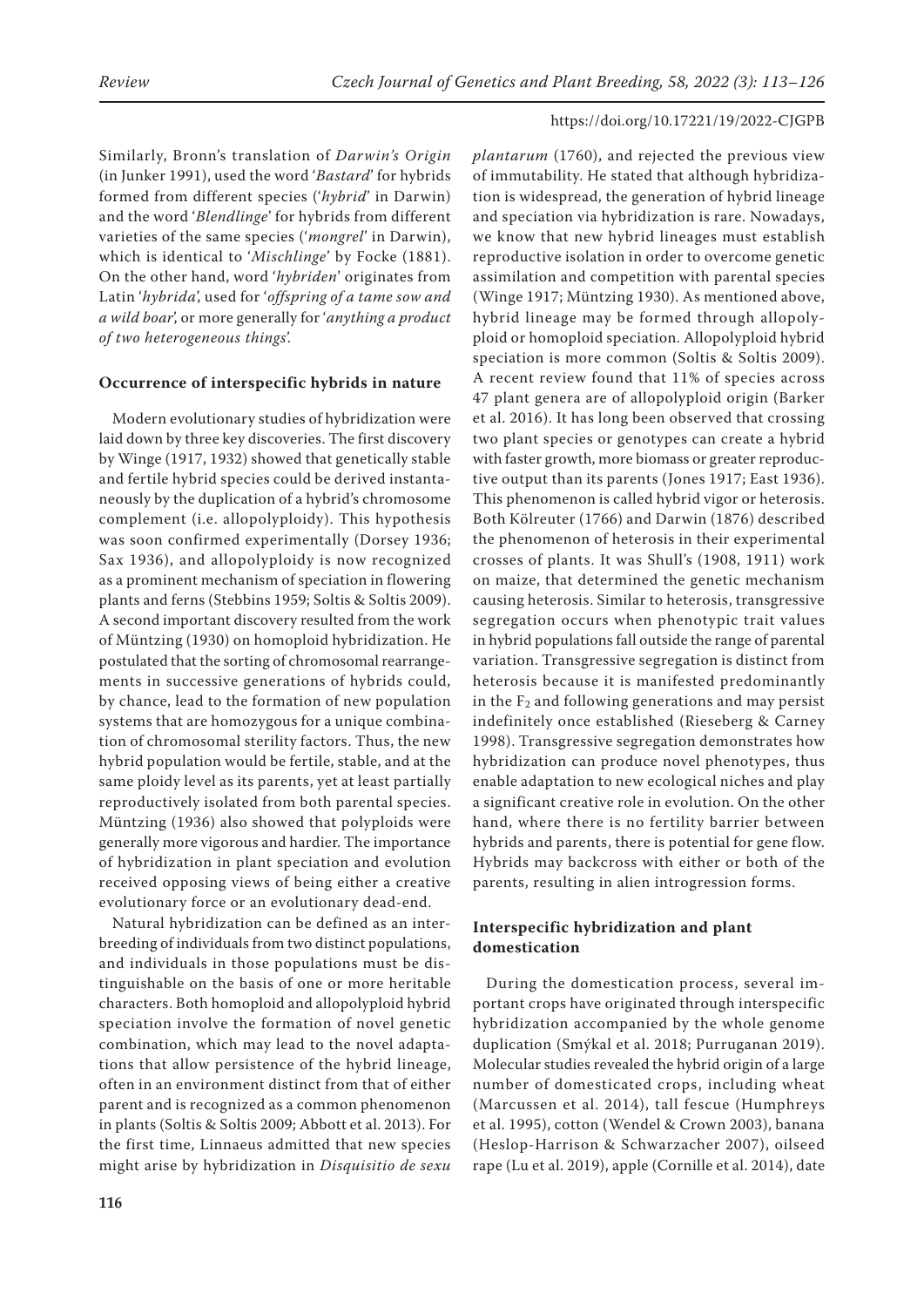Similarly, Bronn's translation of *Darwin's Origin* (in Junker 1991), used the word '*Bastard*' for hybrids formed from different species ('*hybrid*' in Darwin) and the word '*Blendlinge*' for hybrids from different varieties of the same species ('*mongrel*' in Darwin), which is identical to '*Mischlinge*' by Focke (1881). On the other hand, word '*hybriden*' originates from Latin '*hybrida*', used for '*offspring of a tame sow and a wild boar*', or more generally for '*anything a product of two heterogeneous things*'.

## Occurrence of interspecific hybrids in nature

Modern evolutionary studies of hybridization were laid down by three key discoveries. The first discovery by Winge (1917, 1932) showed that genetically stable and fertile hybrid species could be derived instantaneously by the duplication of a hybrid's chromosome complement (i.e. allopolyploidy). This hypothesis was soon confirmed experimentally (Dorsey 1936; Sax 1936), and allopolyploidy is now recognized as a prominent mechanism of speciation in flowering plants and ferns (Stebbins 1959; Soltis & Soltis 2009). A second important discovery resulted from the work of Müntzing (1930) on homoploid hybridization. He postulated that the sorting of chromosomal rearrangements in successive generations of hybrids could, by chance, lead to the formation of new population systems that are homozygous for a unique combination of chromosomal sterility factors. Thus, the new hybrid population would be fertile, stable, and at the same ploidy level as its parents, yet at least partially reproductively isolated from both parental species. Müntzing (1936) also showed that polyploids were generally more vigorous and hardier. The importance of hybridization in plant speciation and evolution received opposing views of being either a creative evolutionary force or an evolutionary dead-end.

Natural hybridization can be defined as an interbreeding of individuals from two distinct populations, and individuals in those populations must be distinguishable on the basis of one or more heritable characters. Both homoploid and allopolyploid hybrid speciation involve the formation of novel genetic combination, which may lead to the novel adaptations that allow persistence of the hybrid lineage, often in an environment distinct from that of either parent and is recognized as a common phenomenon in plants (Soltis & Soltis 2009; Abbott et al. 2013). For the first time, Linnaeus admitted that new species might arise by hybridization in *Disquisitio de sexu plantarum* (1760), and rejected the previous view of immutability. He stated that although hybridization is widespread, the generation of hybrid lineage and speciation via hybridization is rare. Nowadays, we know that new hybrid lineages must establish reproductive isolation in order to overcome genetic assimilation and competition with parental species (Winge 1917; Müntzing 1930). As mentioned above, hybrid lineage may be formed through allopolyploid or homoploid speciation. Allopolyploid hybrid speciation is more common (Soltis & Soltis 2009). A recent review found that 11% of species across 47 plant genera are of allopolyploid origin (Barker et al. 2016). It has long been observed that crossing two plant species or genotypes can create a hybrid with faster growth, more biomass or greater reproductive output than its parents (Jones 1917; East 1936). This phenomenon is called hybrid vigor or heterosis. Both Kölreuter (1766) and Darwin (1876) described the phenomenon of heterosis in their experimental crosses of plants. It was Shull's (1908, 1911) work on maize, that determined the genetic mechanism causing heterosis. Similar to heterosis, transgressive segregation occurs when phenotypic trait values in hybrid populations fall outside the range of parental variation. Transgressive segregation is distinct from heterosis because it is manifested predominantly in the $F_2$ and following generations and may persist indefinitely once established (Rieseberg & Carney 1998). Transgressive segregation demonstrates how hybridization can produce novel phenotypes, thus enable adaptation to new ecological niches and play a significant creative role in evolution. On the other hand, where there is no fertility barrier between hybrids and parents, there is potential for gene flow. Hybrids may backcross with either or both of the parents, resulting in alien introgression forms.

## Interspecific hybridization and plant domestication

During the domestication process, several important crops have originated through interspecific hybridization accompanied by the whole genome duplication (Smýkal et al. 2018; Purruganan 2019). Molecular studies revealed the hybrid origin of a large number of domesticated crops, including wheat (Marcussen et al. 2014), tall fescue (Humphreys et al. 1995), cotton (Wendel & Crown 2003), banana (Heslop-Harrison & Schwarzacher 2007), oilseed rape (Lu et al. 2019), apple (Cornille et al. 2014), date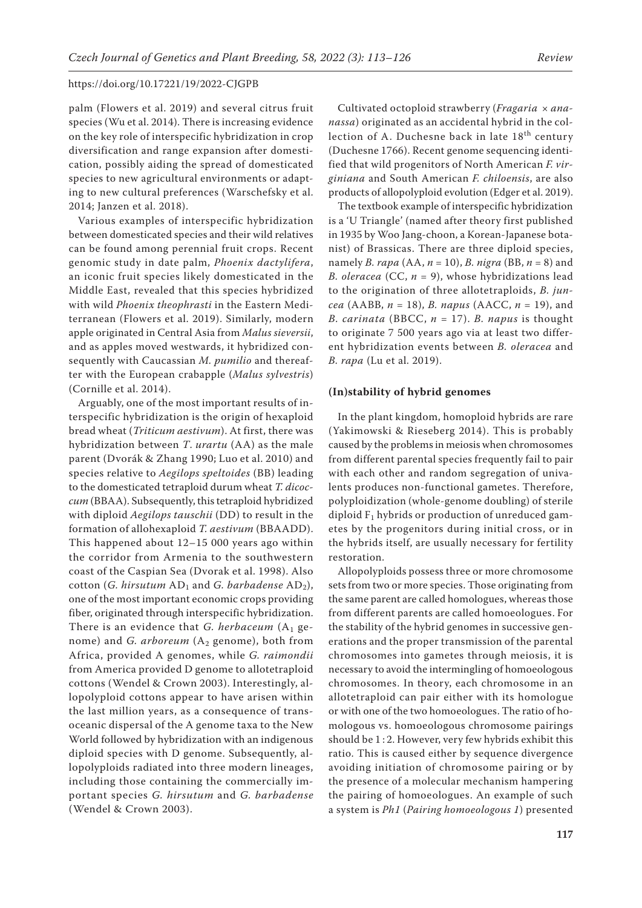palm (Flowers et al. 2019) and several citrus fruit species (Wu et al. 2014). There is increasing evidence on the key role of interspecific hybridization in crop diversification and range expansion after domestication, possibly aiding the spread of domesticated species to new agricultural environments or adapting to new cultural preferences (Warschefsky et al. 2014; Janzen et al. 2018).

Various examples of interspecific hybridization between domesticated species and their wild relatives can be found among perennial fruit crops. Recent genomic study in date palm, *Phoenix dactylifera*, an iconic fruit species likely domesticated in the Middle East, revealed that this species hybridized with wild *Phoenix theophrasti* in the Eastern Mediterranean (Flowers et al. 2019). Similarly, modern apple originated in Central Asia from *Malus sieversii*, and as apples moved westwards, it hybridized consequently with Caucassian *M. pumilio* and thereafter with the European crabapple (*Malus sylvestris*) (Cornille et al. 2014).

Arguably, one of the most important results of interspecific hybridization is the origin of hexaploid bread wheat (*Triticum aestivum*). At first, there was hybridization between *T. urartu* (AA) as the male parent (Dvorák & Zhang 1990; Luo et al. 2010) and species relative to *Aegilops speltoides* (BB) leading to the domesticated tetraploid durum wheat *T. dicoccum* (BBAA). Subsequently, this tetraploid hybridized with diploid *Aegilops tauschii* (DD) to result in the formation of allohexaploid *T. aestivum* (BBAADD). This happened about 12–15 000 years ago within the corridor from Armenia to the southwestern coast of the Caspian Sea (Dvorak et al. 1998). Also cotton (*G. hirsutum* $AD_1$ and *G. barbadense* $AD_2$), one of the most important economic crops providing fiber, originated through interspecific hybridization. There is an evidence that *G. herbaceum* ($A_1$ genome) and *G. arboreum* ($A_2$ genome), both from Africa, provided A genomes, while *G. raimondii* from America provided D genome to allotetraploid cottons (Wendel & Crown 2003). Interestingly, allopolyploid cottons appear to have arisen within the last million years, as a consequence of transoceanic dispersal of the A genome taxa to the New World followed by hybridization with an indigenous diploid species with D genome. Subsequently, allopolyploids radiated into three modern lineages, including those containing the commercially important species *G. hirsutum* and *G. barbadense* (Wendel & Crown 2003).

Cultivated octoploid strawberry (*Fragaria × ananassa*) originated as an accidental hybrid in the collection of A. Duchesne back in late $18^{th}$ century (Duchesne 1766). Recent genome sequencing identified that wild progenitors of North American *F. virginiana* and South American *F. chiloensis*, are also products of allopolyploid evolution (Edger et al. 2019).

The textbook example of interspecific hybridization is a 'U Triangle' (named after theory first published in 1935 by Woo Jang-choon, a Korean-Japanese botanist) of Brassicas. There are three diploid species, namely *B. rapa* (AA, $n = 10$), *B. nigra* (BB, $n = 8$) and *B. oleracea* (CC, $n = 9$), whose hybridizations lead to the origination of three allotetraploids, *B. juncea* (AABB, $n = 18$), *B. napus* (AACC, $n = 19$), and *B. carinata* (BBCC, $n = 17$). *B. napus* is thought to originate 7 500 years ago via at least two different hybridization events between *B. oleracea* and *B. rapa* (Lu et al. 2019).

## (In)stability of hybrid genomes

In the plant kingdom, homoploid hybrids are rare (Yakimowski & Rieseberg 2014). This is probably caused by the problems in meiosis when chromosomes from different parental species frequently fail to pair with each other and random segregation of univalents produces non-functional gametes. Therefore, polyploidization (whole-genome doubling) of sterile diploid $F_1$ hybrids or production of unreduced gametes by the progenitors during initial cross, or in the hybrids itself, are usually necessary for fertility restoration.

Allopolyploids possess three or more chromosome sets from two or more species. Those originating from the same parent are called homologues, whereas those from different parents are called homoeologues. For the stability of the hybrid genomes in successive generations and the proper transmission of the parental chromosomes into gametes through meiosis, it is necessary to avoid the intermingling of homoeologous chromosomes. In theory, each chromosome in an allotetraploid can pair either with its homologue or with one of the two homoeologues. The ratio of homologous vs. homoeologous chromosome pairings should be 1 : 2. However, very few hybrids exhibit this ratio. This is caused either by sequence divergence avoiding initiation of chromosome pairing or by the presence of a molecular mechanism hampering the pairing of homoeologues. An example of such a system is *Ph1* (*Pairing homoeologous 1*) presented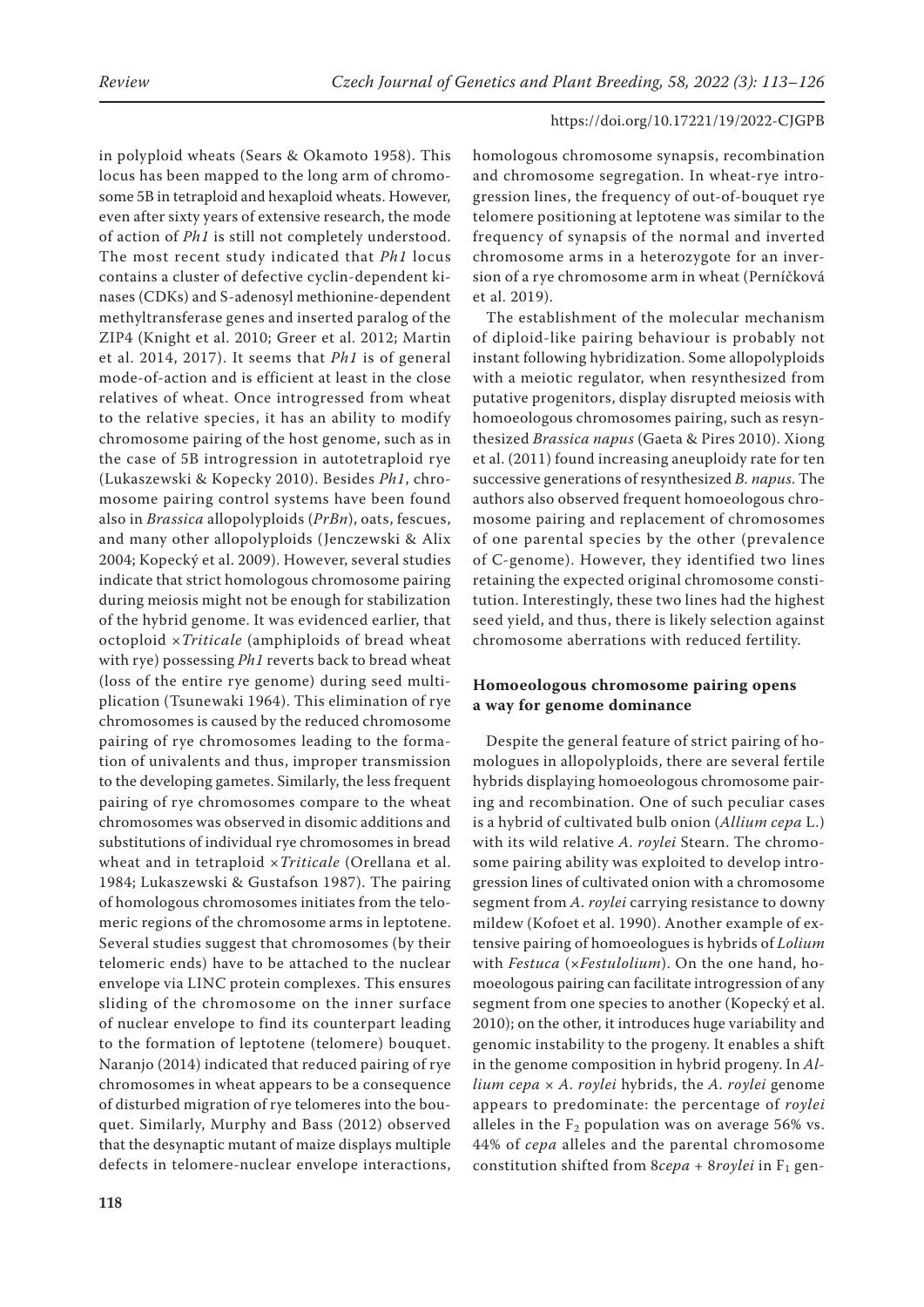in polyploid wheats (Sears & Okamoto 1958). This locus has been mapped to the long arm of chromosome 5B in tetraploid and hexaploid wheats. However, even after sixty years of extensive research, the mode of action of *Ph1* is still not completely understood. The most recent study indicated that *Ph1* locus contains a cluster of defective cyclin-dependent kinases (CDKs) and S-adenosyl methionine-dependent methyltransferase genes and inserted paralog of the ZIP4 (Knight et al. 2010; Greer et al. 2012; Martin et al. 2014, 2017). It seems that *Ph1* is of general mode-of-action and is efficient at least in the close relatives of wheat. Once introgressed from wheat to the relative species, it has an ability to modify chromosome pairing of the host genome, such as in the case of 5B introgression in autotetraploid rye (Lukaszewski & Kopecky 2010). Besides *Ph1*, chromosome pairing control systems have been found also in *Brassica* allopolyploids (*PrBn*), oats, fescues, and many other allopolyploids (Jenczewski & Alix 2004; Kopecký et al. 2009). However, several studies indicate that strict homologous chromosome pairing during meiosis might not be enough for stabilization of the hybrid genome. It was evidenced earlier, that octoploid ×*Triticale* (amphiploids of bread wheat with rye) possessing *Ph1* reverts back to bread wheat (loss of the entire rye genome) during seed multiplication (Tsunewaki 1964). This elimination of rye chromosomes is caused by the reduced chromosome pairing of rye chromosomes leading to the formation of univalents and thus, improper transmission to the developing gametes. Similarly, the less frequent pairing of rye chromosomes compare to the wheat chromosomes was observed in disomic additions and substitutions of individual rye chromosomes in bread wheat and in tetraploid ×*Triticale* (Orellana et al. 1984; Lukaszewski & Gustafson 1987). The pairing of homologous chromosomes initiates from the telomeric regions of the chromosome arms in leptotene. Several studies suggest that chromosomes (by their telomeric ends) have to be attached to the nuclear envelope via LINC protein complexes. This ensures sliding of the chromosome on the inner surface of nuclear envelope to find its counterpart leading to the formation of leptotene (telomere) bouquet. Naranjo (2014) indicated that reduced pairing of rye chromosomes in wheat appears to be a consequence of disturbed migration of rye telomeres into the bouquet. Similarly, Murphy and Bass (2012) observed that the desynaptic mutant of maize displays multiple defects in telomere-nuclear envelope interactions, homologous chromosome synapsis, recombination and chromosome segregation. In wheat-rye introgression lines, the frequency of out-of-bouquet rye telomere positioning at leptotene was similar to the frequency of synapsis of the normal and inverted chromosome arms in a heterozygote for an inversion of a rye chromosome arm in wheat (Perníčková et al. 2019).

The establishment of the molecular mechanism of diploid-like pairing behaviour is probably not instant following hybridization. Some allopolyploids with a meiotic regulator, when resynthesized from putative progenitors, display disrupted meiosis with homoeologous chromosomes pairing, such as resynthesized *Brassica napus* (Gaeta & Pires 2010). Xiong et al. (2011) found increasing aneuploidy rate for ten successive generations of resynthesized *B. napus*. The authors also observed frequent homoeologous chromosome pairing and replacement of chromosomes of one parental species by the other (prevalence of C-genome). However, they identified two lines retaining the expected original chromosome constitution. Interestingly, these two lines had the highest seed yield, and thus, there is likely selection against chromosome aberrations with reduced fertility.

## Homoeologous chromosome pairing opens a way for genome dominance

Despite the general feature of strict pairing of homologues in allopolyploids, there are several fertile hybrids displaying homoeologous chromosome pairing and recombination. One of such peculiar cases is a hybrid of cultivated bulb onion (*Allium cepa* L.) with its wild relative *A. roylei* Stearn. The chromosome pairing ability was exploited to develop introgression lines of cultivated onion with a chromosome segment from *A. roylei* carrying resistance to downy mildew (Kofoet et al. 1990). Another example of extensive pairing of homoeologues is hybrids of *Lolium* with *Festuca* (×*Festulolium*). On the one hand, homoeologous pairing can facilitate introgression of any segment from one species to another (Kopecký et al. 2010); on the other, it introduces huge variability and genomic instability to the progeny. It enables a shift in the genome composition in hybrid progeny. In *Allium cepa* × *A. roylei* hybrids, the *A. roylei* genome appears to predominate: the percentage of *roylei* alleles in the $F_2$ population was on average 56% vs. 44% of *cepa* alleles and the parental chromosome constitution shifted from 8*cepa* + 8*roylei* in $F_1$ gen-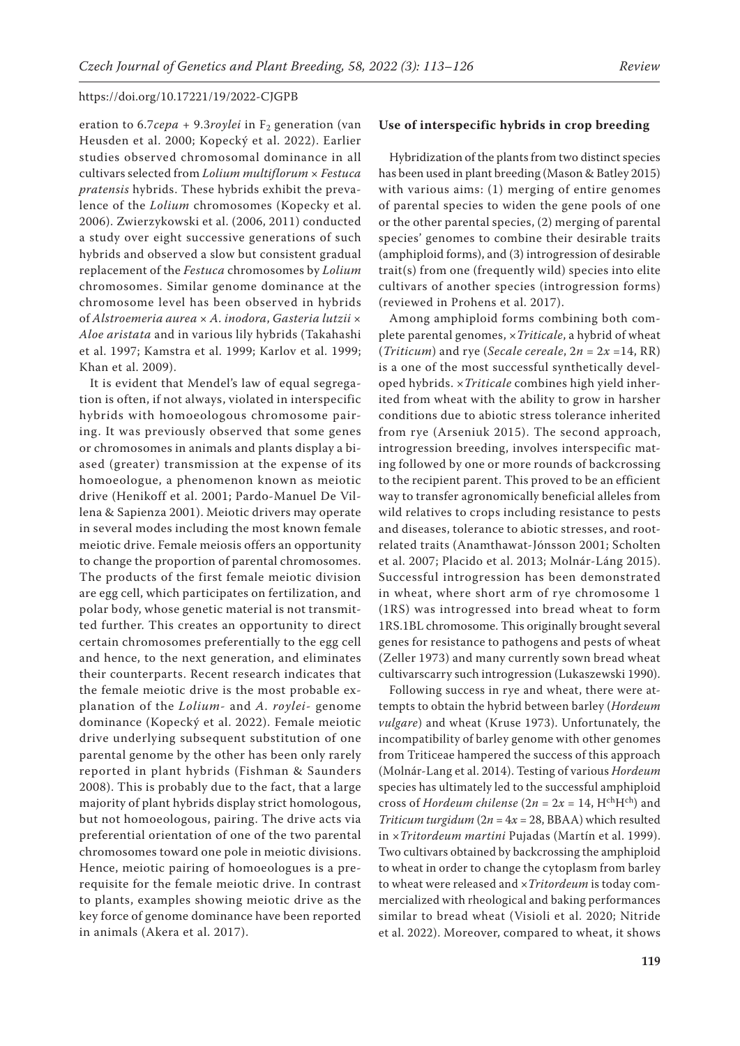eration to 6.7*cepa* + 9.3*roylei* in $F_2$ generation (van Heusden et al. 2000; Kopecký et al. 2022). Earlier studies observed chromosomal dominance in all cultivars selected from *Lolium multiflorum* × *Festuca pratensis* hybrids. These hybrids exhibit the prevalence of the *Lolium* chromosomes (Kopecky et al. 2006). Zwierzykowski et al. (2006, 2011) conducted a study over eight successive generations of such hybrids and observed a slow but consistent gradual replacement of the *Festuca* chromosomes by *Lolium* chromosomes. Similar genome dominance at the chromosome level has been observed in hybrids of *Alstroemeria aurea* × *A. inodora*, *Gasteria lutzii* × *Aloe aristata* and in various lily hybrids (Takahashi et al. 1997; Kamstra et al. 1999; Karlov et al. 1999; Khan et al. 2009).

It is evident that Mendel's law of equal segregation is often, if not always, violated in interspecific hybrids with homoeologous chromosome pairing. It was previously observed that some genes or chromosomes in animals and plants display a biased (greater) transmission at the expense of its homoeologue, a phenomenon known as meiotic drive (Henikoff et al. 2001; Pardo-Manuel De Villena & Sapienza 2001). Meiotic drivers may operate in several modes including the most known female meiotic drive. Female meiosis offers an opportunity to change the proportion of parental chromosomes. The products of the first female meiotic division are egg cell, which participates on fertilization, and polar body, whose genetic material is not transmitted further. This creates an opportunity to direct certain chromosomes preferentially to the egg cell and hence, to the next generation, and eliminates their counterparts. Recent research indicates that the female meiotic drive is the most probable explanation of the *Lolium*- and *A. roylei*- genome dominance (Kopecký et al. 2022). Female meiotic drive underlying subsequent substitution of one parental genome by the other has been only rarely reported in plant hybrids (Fishman & Saunders 2008). This is probably due to the fact, that a large majority of plant hybrids display strict homologous, but not homoeologous, pairing. The drive acts via preferential orientation of one of the two parental chromosomes toward one pole in meiotic divisions. Hence, meiotic pairing of homoeologues is a prerequisite for the female meiotic drive. In contrast to plants, examples showing meiotic drive as the key force of genome dominance have been reported in animals (Akera et al. 2017).

## Use of interspecific hybrids in crop breeding

Hybridization of the plants from two distinct species has been used in plant breeding (Mason & Batley 2015) with various aims: (1) merging of entire genomes of parental species to widen the gene pools of one or the other parental species, (2) merging of parental species' genomes to combine their desirable traits (amphiploid forms), and (3) introgression of desirable trait(s) from one (frequently wild) species into elite cultivars of another species (introgression forms) (reviewed in Prohens et al. 2017).

Among amphiploid forms combining both complete parental genomes, ×*Triticale*, a hybrid of wheat (*Triticum*) and rye (*Secale cereale*, $2n = 2x = 14$, RR) is a one of the most successful synthetically developed hybrids. ×*Triticale* combines high yield inherited from wheat with the ability to grow in harsher conditions due to abiotic stress tolerance inherited from rye (Arseniuk 2015). The second approach, introgression breeding, involves interspecific mating followed by one or more rounds of backcrossing to the recipient parent. This proved to be an efficient way to transfer agronomically beneficial alleles from wild relatives to crops including resistance to pests and diseases, tolerance to abiotic stresses, and root-related traits (Anamthawat-Jónsson 2001; Scholten et al. 2007; Placido et al. 2013; Molnár-Láng 2015). Successful introgression has been demonstrated in wheat, where short arm of rye chromosome 1 (1RS) was introgressed into bread wheat to form 1RS.1BL chromosome. This originally brought several genes for resistance to pathogens and pests of wheat (Zeller 1973) and many currently sown bread wheat cultivarscarry such introgression (Lukaszewski 1990).

Following success in rye and wheat, there were attempts to obtain the hybrid between barley (*Hordeum vulgare*) and wheat (Kruse 1973). Unfortunately, the incompatibility of barley genome with other genomes from Triticeae hampered the success of this approach (Molnár-Lang et al. 2014). Testing of various *Hordeum* species has ultimately led to the successful amphiploid cross of *Hordeum chilense* ($2n = 2x = 14$, $H^{ch}H^{ch}$) and *Triticum turgidum* ($2n = 4x = 28$, BBAA) which resulted in ×*Tritordeum martini* Pujadas (Martín et al. 1999). Two cultivars obtained by backcrossing the amphiploid to wheat in order to change the cytoplasm from barley to wheat were released and ×*Tritordeum* is today commercialized with rheological and baking performances similar to bread wheat (Visioli et al. 2020; Nitride et al. 2022). Moreover, compared to wheat, it shows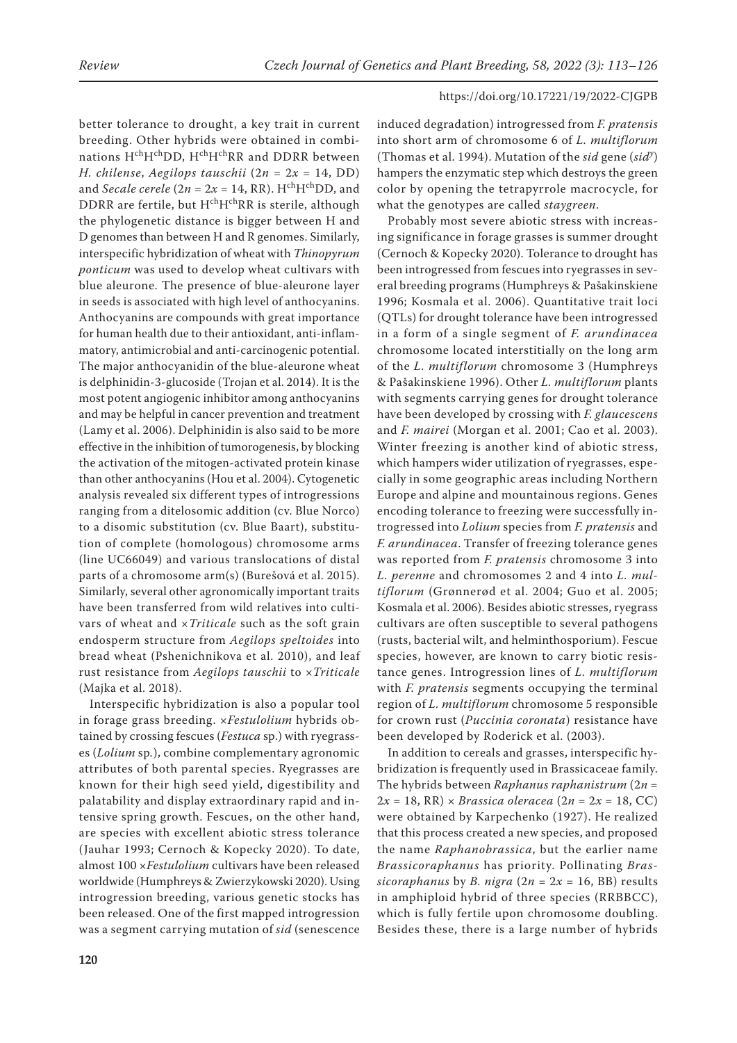better tolerance to drought, a key trait in current breeding. Other hybrids were obtained in combinations $H^{ch}H^{ch}DD$, $H^{ch}H^{ch}RR$ and DDRR between *H. chilense*, *Aegilops tauschii* ($2n = 2x = 14$, DD) and *Secale cerele* ($2n = 2x = 14$, RR). $H^{ch}H^{ch}DD$, and DDRR are fertile, but $H^{ch}H^{ch}RR$ is sterile, although the phylogenetic distance is bigger between H and D genomes than between H and R genomes. Similarly, interspecific hybridization of wheat with *Thinopyrum ponticum* was used to develop wheat cultivars with blue aleurone. The presence of blue-aleurone layer in seeds is associated with high level of anthocyanins. Anthocyanins are compounds with great importance for human health due to their antioxidant, anti-inflammatory, antimicrobial and anti-carcinogenic potential. The major anthocyanidin of the blue-aleurone wheat is delphinidin-3-glucoside (Trojan et al. 2014). It is the most potent angiogenic inhibitor among anthocyanins and may be helpful in cancer prevention and treatment (Lamy et al. 2006). Delphinidin is also said to be more effective in the inhibition of tumorogenesis, by blocking the activation of the mitogen-activated protein kinase than other anthocyanins (Hou et al. 2004). Cytogenetic analysis revealed six different types of introgressions ranging from a ditelosomic addition (cv. Blue Norco) to a disomic substitution (cv. Blue Baart), substitution of complete (homologous) chromosome arms (line UC66049) and various translocations of distal parts of a chromosome arm(s) (Burešová et al. 2015). Similarly, several other agronomically important traits have been transferred from wild relatives into cultivars of wheat and ×*Triticale* such as the soft grain endosperm structure from *Aegilops speltoides* into bread wheat (Pshenichnikova et al. 2010), and leaf rust resistance from *Aegilops tauschii* to ×*Triticale* (Majka et al. 2018).

Interspecific hybridization is also a popular tool in forage grass breeding. ×*Festulolium* hybrids obtained by crossing fescues (*Festuca* sp.) with ryegrasses (*Lolium* sp.), combine complementary agronomic attributes of both parental species. Ryegrasses are known for their high seed yield, digestibility and palatability and display extraordinary rapid and intensive spring growth. Fescues, on the other hand, are species with excellent abiotic stress tolerance (Jauhar 1993; Cernoch & Kopecky 2020). To date, almost 100 ×*Festulolium* cultivars have been released worldwide (Humphreys & Zwierzykowski 2020). Using introgression breeding, various genetic stocks has been released. One of the first mapped introgression was a segment carrying mutation of *sid* (senescence induced degradation) introgressed from *F. pratensis* into short arm of chromosome 6 of *L. multiflorum* (Thomas et al. 1994). Mutation of the *sid* gene (*sid*$^{y}$) hampers the enzymatic step which destroys the green color by opening the tetrapyrrole macrocycle, for what the genotypes are called *staygreen*.

Probably most severe abiotic stress with increasing significance in forage grasses is summer drought (Cernoch & Kopecky 2020). Tolerance to drought has been introgressed from fescues into ryegrasses in several breeding programs (Humphreys & Pašakinskiene 1996; Kosmala et al. 2006). Quantitative trait loci (QTLs) for drought tolerance have been introgressed in a form of a single segment of *F. arundinacea* chromosome located interstitially on the long arm of the *L. multiflorum* chromosome 3 (Humphreys & Pašakinskiene 1996). Other *L. multiflorum* plants with segments carrying genes for drought tolerance have been developed by crossing with *F. glaucescens* and *F. mairei* (Morgan et al. 2001; Cao et al. 2003). Winter freezing is another kind of abiotic stress, which hampers wider utilization of ryegrasses, especially in some geographic areas including Northern Europe and alpine and mountainous regions. Genes encoding tolerance to freezing were successfully introgressed into *Lolium* species from *F. pratensis* and *F. arundinacea*. Transfer of freezing tolerance genes was reported from *F. pratensis* chromosome 3 into *L. perenne* and chromosomes 2 and 4 into *L. multiflorum* (Grønnerød et al. 2004; Guo et al. 2005; Kosmala et al. 2006). Besides abiotic stresses, ryegrass cultivars are often susceptible to several pathogens (rusts, bacterial wilt, and helminthosporium). Fescue species, however, are known to carry biotic resistance genes. Introgression lines of *L. multiflorum* with *F. pratensis* segments occupying the terminal region of *L. multiflorum* chromosome 5 responsible for crown rust (*Puccinia coronata*) resistance have been developed by Roderick et al. (2003).

In addition to cereals and grasses, interspecific hybridization is frequently used in Brassicaceae family. The hybrids between *Raphanus raphanistrum* ($2n = 2x = 18$, RR) × *Brassica oleracea* ($2n = 2x = 18$, CC) were obtained by Karpechenko (1927). He realized that this process created a new species, and proposed the name *Raphanobrassica*, but the earlier name *Brassicoraphanus* has priority. Pollinating *Brassicoraphanus* by *B. nigra* ($2n = 2x = 16$, BB) results in amphiploid hybrid of three species (RRBBCC), which is fully fertile upon chromosome doubling. Besides these, there is a large number of hybrids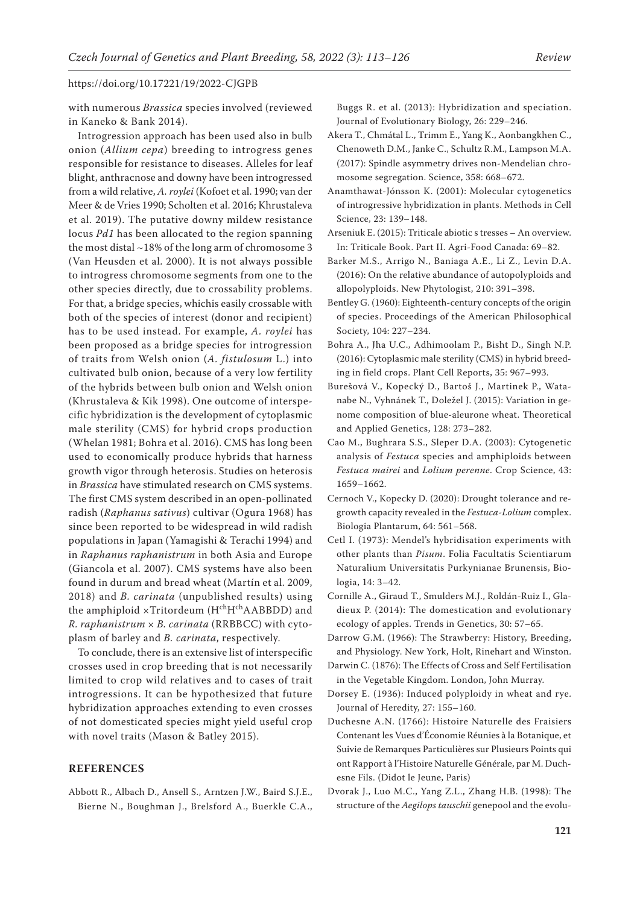with numerous *Brassica* species involved (reviewed in Kaneko & Bank 2014).

Introgression approach has been used also in bulb onion (*Allium cepa*) breeding to introgress genes responsible for resistance to diseases. Alleles for leaf blight, anthracnose and downy have been introgressed from a wild relative, *A. roylei* (Kofoet et al. 1990; van der Meer & de Vries 1990; Scholten et al. 2016; Khrustaleva et al. 2019). The putative downy mildew resistance locus *Pd1* has been allocated to the region spanning the most distal ~18% of the long arm of chromosome 3 (Van Heusden et al. 2000). It is not always possible to introgress chromosome segments from one to the other species directly, due to crossability problems. For that, a bridge species, whichis easily crossable with both of the species of interest (donor and recipient) has to be used instead. For example, *A. roylei* has been proposed as a bridge species for introgression of traits from Welsh onion (*A. fistulosum* L.) into cultivated bulb onion, because of a very low fertility of the hybrids between bulb onion and Welsh onion (Khrustaleva & Kik 1998). One outcome of interspecific hybridization is the development of cytoplasmic male sterility (CMS) for hybrid crops production (Whelan 1981; Bohra et al. 2016). CMS has long been used to economically produce hybrids that harness growth vigor through heterosis. Studies on heterosis in *Brassica* have stimulated research on CMS systems. The first CMS system described in an open-pollinated radish (*Raphanus sativus*) cultivar (Ogura 1968) has since been reported to be widespread in wild radish populations in Japan (Yamagishi & Terachi 1994) and in *Raphanus raphanistrum* in both Asia and Europe (Giancola et al. 2007). CMS systems have also been found in durum and bread wheat (Martín et al. 2009, 2018) and *B. carinata* (unpublished results) using the amphiploid ×Tritordeum ($H^{ch}H^{ch}$AABBDD) and *R. raphanistrum* × *B. carinata* (RRBBCC) with cytoplasm of barley and *B. carinata*, respectively.

To conclude, there is an extensive list of interspecific crosses used in crop breeding that is not necessarily limited to crop wild relatives and to cases of trait introgressions. It can be hypothesized that future hybridization approaches extending to even crosses of not domesticated species might yield useful crop with novel traits (Mason & Batley 2015).

## REFERENCES

Abbott R., Albach D., Ansell S., Arntzen J.W., Baird S.J.E., Bierne N., Boughman J., Brelsford A., Buerkle C.A., Buggs R. et al. (2013): Hybridization and speciation. Journal of Evolutionary Biology, 26: 229–246.

Akera T., Chmátal L., Trimm E., Yang K., Aonbangkhen C., Chenoweth D.M., Janke C., Schultz R.M., Lampson M.A. (2017): Spindle asymmetry drives non-Mendelian chromosome segregation. Science, 358: 668–672.

Anamthawat-Jónsson K. (2001): Molecular cytogenetics of introgressive hybridization in plants. Methods in Cell Science, 23: 139–148.

Arseniuk E. (2015): Triticale abiotic s tresses – An overview. In: Triticale Book. Part II. Agri-Food Canada: 69–82.

Barker M.S., Arrigo N., Baniaga A.E., Li Z., Levin D.A. (2016): On the relative abundance of autopolyploids and allopolyploids. New Phytologist, 210: 391–398.

Bentley G. (1960): Eighteenth-century concepts of the origin of species. Proceedings of the American Philosophical Society, 104: 227–234.

Bohra A., Jha U.C., Adhimoolam P., Bisht D., Singh N.P. (2016): Cytoplasmic male sterility (CMS) in hybrid breeding in field crops. Plant Cell Reports, 35: 967–993.

Burešová V., Kopecký D., Bartoš J., Martinek P., Watanabe N., Vyhnánek T., Doležel J. (2015): Variation in genome composition of blue-aleurone wheat. Theoretical and Applied Genetics, 128: 273–282.

Cao M., Bughrara S.S., Sleper D.A. (2003): Cytogenetic analysis of *Festuca* species and amphiploids between *Festuca mairei* and *Lolium perenne*. Crop Science, 43: 1659–1662.

Cernoch V., Kopecky D. (2020): Drought tolerance and regrowth capacity revealed in the *Festuca-Lolium* complex. Biologia Plantarum, 64: 561–568.

Cetl I. (1973): Mendel's hybridisation experiments with other plants than *Pisum*. Folia Facultatis Scientiarum Naturalium Universitatis Purkynianae Brunensis, Biologia, 14: 3–42.

Cornille A., Giraud T., Smulders M.J., Roldán-Ruiz I., Gladieux P. (2014): The domestication and evolutionary ecology of apples. Trends in Genetics, 30: 57–65.

Darrow G.M. (1966): The Strawberry: History, Breeding, and Physiology. New York, Holt, Rinehart and Winston.

Darwin C. (1876): The Effects of Cross and Self Fertilisation in the Vegetable Kingdom. London, John Murray.

Dorsey E. (1936): Induced polyploidy in wheat and rye. Journal of Heredity, 27: 155–160.

Duchesne A.N. (1766): Histoire Naturelle des Fraisiers Contenant les Vues d'Économie Réunies à la Botanique, et Suivie de Remarques Particulières sur Plusieurs Points qui ont Rapport à l'Histoire Naturelle Générale, par M. Duchesne Fils. (Didot le Jeune, Paris)

Dvorak J., Luo M.C., Yang Z.L., Zhang H.B. (1998): The structure of the *Aegilops tauschii* genepool and the evolu-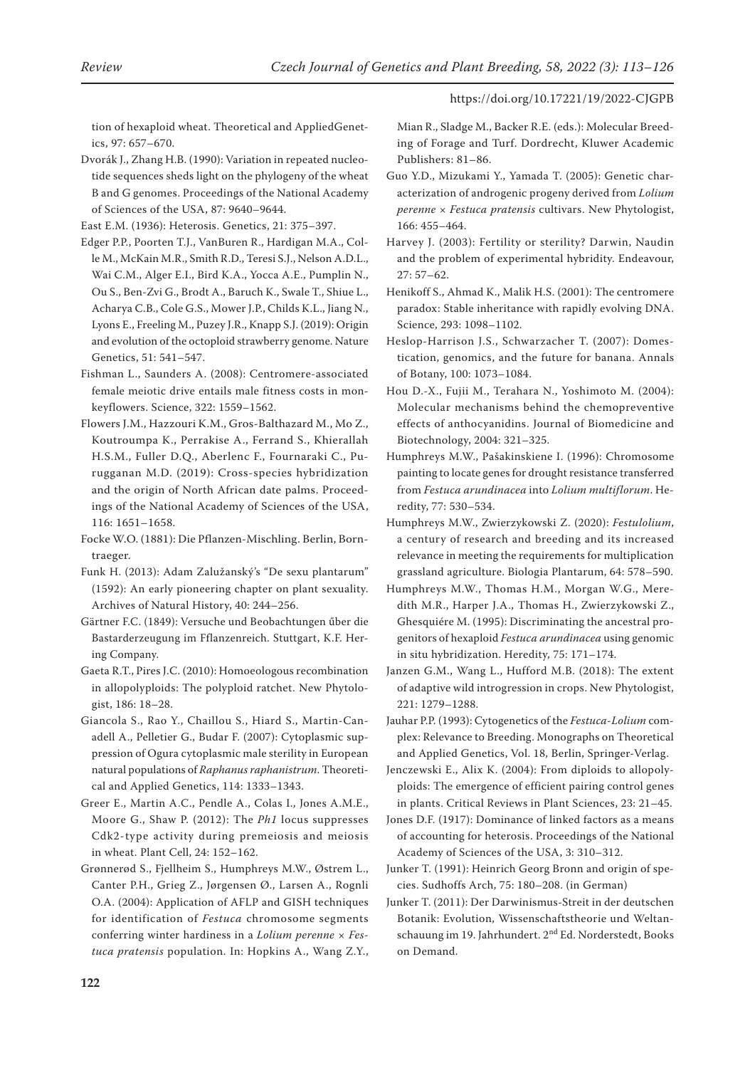tion of hexaploid wheat. Theoretical and AppliedGenetics, 97: 657–670.

Dvorák J., Zhang H.B. (1990): Variation in repeated nucleotide sequences sheds light on the phylogeny of the wheat B and G genomes. Proceedings of the National Academy of Sciences of the USA, 87: 9640–9644.

East E.M. (1936): Heterosis. Genetics, 21: 375–397.

Edger P.P., Poorten T.J., VanBuren R., Hardigan M.A., Colle M., McKain M.R., Smith R.D., Teresi S.J., Nelson A.D.L., Wai C.M., Alger E.I., Bird K.A., Yocca A.E., Pumplin N., Ou S., Ben-Zvi G., Brodt A., Baruch K., Swale T., Shiue L., Acharya C.B., Cole G.S., Mower J.P., Childs K.L., Jiang N., Lyons E., Freeling M., Puzey J.R., Knapp S.J. (2019): Origin and evolution of the octoploid strawberry genome. Nature Genetics, 51: 541–547.

Fishman L., Saunders A. (2008): Centromere-associated female meiotic drive entails male fitness costs in monkeyflowers. Science, 322: 1559–1562.

Flowers J.M., Hazzouri K.M., Gros-Balthazard M., Mo Z., Koutroumpa K., Perrakise A., Ferrand S., Khierallah H.S.M., Fuller D.Q., Aberlenc F., Fournaraki C., Purugganan M.D. (2019): Cross-species hybridization and the origin of North African date palms. Proceedings of the National Academy of Sciences of the USA, 116: 1651–1658.

Focke W.O. (1881): Die Pflanzen-Mischling. Berlin, Borntraeger.

Funk H. (2013): Adam Zalužanský's "De sexu plantarum" (1592): An early pioneering chapter on plant sexuality. Archives of Natural History, 40: 244–256.

Gärtner F.C. (1849): Versuche und Beobachtungen űber die Bastarderzeugung im Fflanzenreich. Stuttgart, K.F. Hering Company.

Gaeta R.T., Pires J.C. (2010): Homoeologous recombination in allopolyploids: The polyploid ratchet. New Phytologist, 186: 18–28.

Giancola S., Rao Y., Chaillou S., Hiard S., Martin-Canadell A., Pelletier G., Budar F. (2007): Cytoplasmic suppression of Ogura cytoplasmic male sterility in European natural populations of *Raphanus raphanistrum*. Theoretical and Applied Genetics, 114: 1333–1343.

Greer E., Martin A.C., Pendle A., Colas I., Jones A.M.E., Moore G., Shaw P. (2012): The *Ph1* locus suppresses Cdk2-type activity during premeiosis and meiosis in wheat. Plant Cell, 24: 152–162.

Grønnerød S., Fjellheim S., Humphreys M.W., Østrem L., Canter P.H., Grieg Z., Jørgensen Ø., Larsen A., Rognli O.A. (2004): Application of AFLP and GISH techniques for identification of *Festuca* chromosome segments conferring winter hardiness in a *Lolium perenne* × *Festuca pratensis* population. In: Hopkins A., Wang Z.Y., Mian R., Sladge M., Backer R.E. (eds.): Molecular Breeding of Forage and Turf. Dordrecht, Kluwer Academic Publishers: 81–86.

Guo Y.D., Mizukami Y., Yamada T. (2005): Genetic characterization of androgenic progeny derived from *Lolium perenne* × *Festuca pratensis* cultivars. New Phytologist, 166: 455–464.

Harvey J. (2003): Fertility or sterility? Darwin, Naudin and the problem of experimental hybridity. Endeavour, 27: 57–62.

Henikoff S., Ahmad K., Malik H.S. (2001): The centromere paradox: Stable inheritance with rapidly evolving DNA. Science, 293: 1098–1102.

Heslop-Harrison J.S., Schwarzacher T. (2007): Domestication, genomics, and the future for banana. Annals of Botany, 100: 1073–1084.

Hou D.-X., Fujii M., Terahara N., Yoshimoto M. (2004): Molecular mechanisms behind the chemopreventive effects of anthocyanidins. Journal of Biomedicine and Biotechnology, 2004: 321–325.

Humphreys M.W., Pašakinskiene I. (1996): Chromosome painting to locate genes for drought resistance transferred from *Festuca arundinacea* into *Lolium multiflorum*. Heredity, 77: 530–534.

Humphreys M.W., Zwierzykowski Z. (2020): *Festulolium*, a century of research and breeding and its increased relevance in meeting the requirements for multiplication grassland agriculture. Biologia Plantarum, 64: 578–590.

Humphreys M.W., Thomas H.M., Morgan W.G., Meredith M.R., Harper J.A., Thomas H., Zwierzykowski Z., Ghesquiére M. (1995): Discriminating the ancestral progenitors of hexaploid *Festuca arundinacea* using genomic in situ hybridization. Heredity, 75: 171–174.

Janzen G.M., Wang L., Hufford M.B. (2018): The extent of adaptive wild introgression in crops. New Phytologist, 221: 1279–1288.

Jauhar P.P. (1993): Cytogenetics of the *Festuca-Lolium* complex: Relevance to Breeding. Monographs on Theoretical and Applied Genetics, Vol. 18, Berlin, Springer-Verlag.

Jenczewski E., Alix K. (2004): From diploids to allopolyploids: The emergence of efficient pairing control genes in plants. Critical Reviews in Plant Sciences, 23: 21–45.

Jones D.F. (1917): Dominance of linked factors as a means of accounting for heterosis. Proceedings of the National Academy of Sciences of the USA, 3: 310–312.

Junker T. (1991): Heinrich Georg Bronn and origin of species. Sudhoffs Arch, 75: 180–208. (in German)

Junker T. (2011): Der Darwinismus-Streit in der deutschen Botanik: Evolution, Wissenschaftstheorie und Weltanschauung im 19. Jahrhundert. 2nd Ed. Norderstedt, Books on Demand.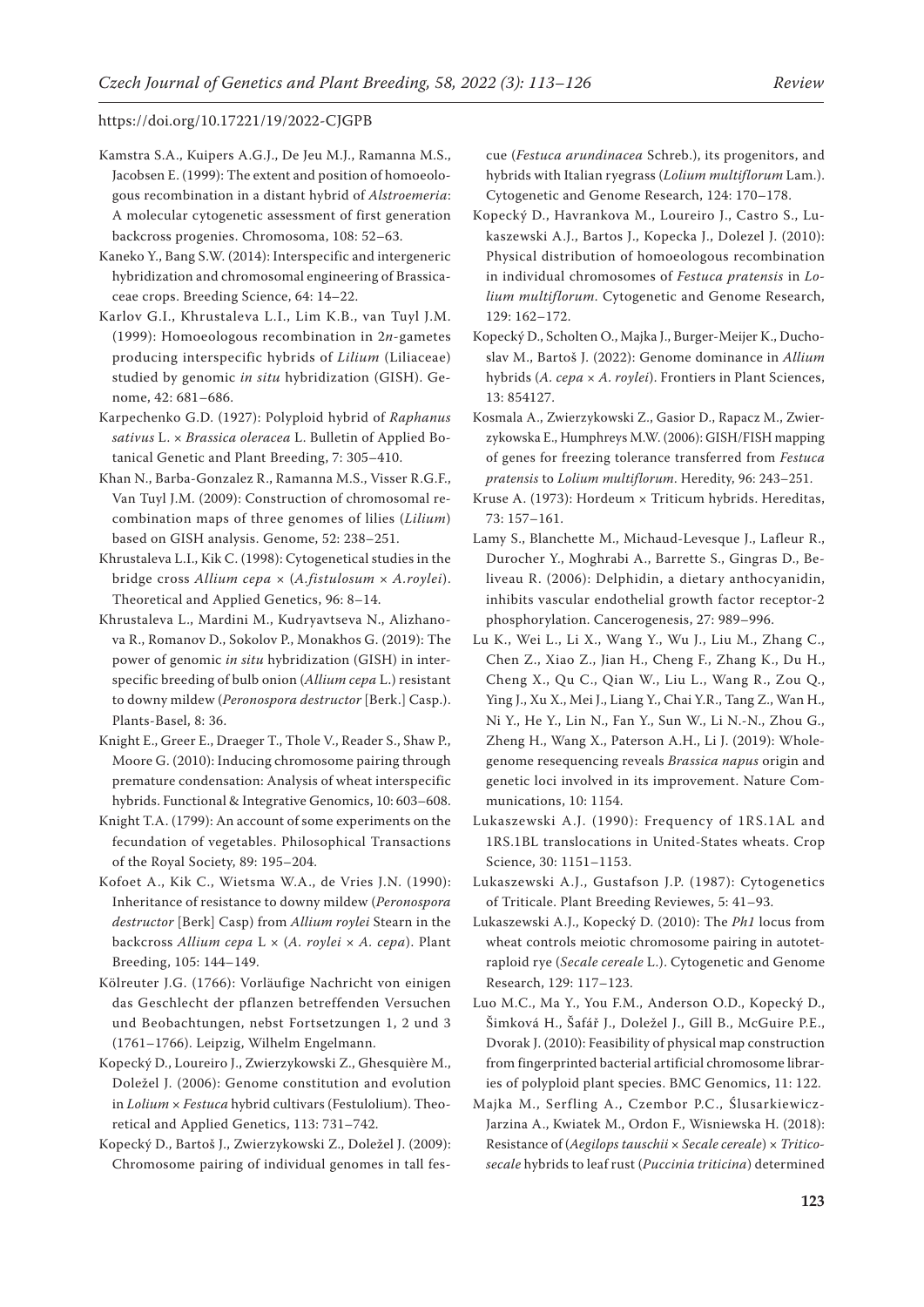Kamstra S.A., Kuipers A.G.J., De Jeu M.J., Ramanna M.S., Jacobsen E. (1999): The extent and position of homoeologous recombination in a distant hybrid of *Alstroemeria*: A molecular cytogenetic assessment of first generation backcross progenies. Chromosoma, 108: 52–63.

Kaneko Y., Bang S.W. (2014): Interspecific and intergeneric hybridization and chromosomal engineering of Brassicaceae crops. Breeding Science, 64: 14–22.

Karlov G.I., Khrustaleva L.I., Lim K.B., van Tuyl J.M. (1999): Homoeologous recombination in 2*n*-gametes producing interspecific hybrids of *Lilium* (Liliaceae) studied by genomic *in situ* hybridization (GISH). Genome, 42: 681–686.

Karpechenko G.D. (1927): Polyploid hybrid of *Raphanus sativus* L. × *Brassica oleracea* L. Bulletin of Applied Botanical Genetic and Plant Breeding, 7: 305–410.

Khan N., Barba-Gonzalez R., Ramanna M.S., Visser R.G.F., Van Tuyl J.M. (2009): Construction of chromosomal recombination maps of three genomes of lilies (*Lilium*) based on GISH analysis. Genome, 52: 238–251.

Khrustaleva L.I., Kik C. (1998): Cytogenetical studies in the bridge cross *Allium cepa* × (*A.fistulosum* × *A.roylei*). Theoretical and Applied Genetics, 96: 8–14.

Khrustaleva L., Mardini M., Kudryavtseva N., Alizhanova R., Romanov D., Sokolov P., Monakhos G. (2019): The power of genomic *in situ* hybridization (GISH) in interspecific breeding of bulb onion (*Allium cepa* L.) resistant to downy mildew (*Peronospora destructor* [Berk.] Casp.). Plants-Basel, 8: 36.

Knight E., Greer E., Draeger T., Thole V., Reader S., Shaw P., Moore G. (2010): Inducing chromosome pairing through premature condensation: Analysis of wheat interspecific hybrids. Functional & Integrative Genomics, 10: 603–608.

Knight T.A. (1799): An account of some experiments on the fecundation of vegetables. Philosophical Transactions of the Royal Society, 89: 195–204.

Kofoet A., Kik C., Wietsma W.A., de Vries J.N. (1990): Inheritance of resistance to downy mildew (*Peronospora destructor* [Berk] Casp) from *Allium roylei* Stearn in the backcross *Allium cepa* L × (*A. roylei* × *A. cepa*). Plant Breeding, 105: 144–149.

Kölreuter J.G. (1766): Vorläufige Nachricht von einigen das Geschlecht der pflanzen betreffenden Versuchen und Beobachtungen, nebst Fortsetzungen 1, 2 und 3 (1761–1766). Leipzig, Wilhelm Engelmann.

Kopecký D., Loureiro J., Zwierzykowski Z., Ghesquière M., Doležel J. (2006): Genome constitution and evolution in *Lolium* × *Festuca* hybrid cultivars (Festulolium). Theoretical and Applied Genetics, 113: 731–742.

Kopecký D., Bartoš J., Zwierzykowski Z., Doležel J. (2009): Chromosome pairing of individual genomes in tall fescue (*Festuca arundinacea* Schreb.), its progenitors, and hybrids with Italian ryegrass (*Lolium multiflorum* Lam.). Cytogenetic and Genome Research, 124: 170–178.

Kopecký D., Havrankova M., Loureiro J., Castro S., Lukaszewski A.J., Bartos J., Kopecka J., Dolezel J. (2010): Physical distribution of homoeologous recombination in individual chromosomes of *Festuca pratensis* in *Lolium multiflorum*. Cytogenetic and Genome Research, 129: 162–172.

Kopecký D., Scholten O., Majka J., Burger-Meijer K., Duchoslav M., Bartoš J. (2022): Genome dominance in *Allium* hybrids (*A. cepa* × *A. roylei*). Frontiers in Plant Sciences, 13: 854127.

Kosmala A., Zwierzykowski Z., Gasior D., Rapacz M., Zwierzykowska E., Humphreys M.W. (2006): GISH/FISH mapping of genes for freezing tolerance transferred from *Festuca pratensis* to *Lolium multiflorum*. Heredity, 96: 243–251.

Kruse A. (1973): Hordeum × Triticum hybrids. Hereditas, 73: 157–161.

Lamy S., Blanchette M., Michaud-Levesque J., Lafleur R., Durocher Y., Moghrabi A., Barrette S., Gingras D., Beliveau R. (2006): Delphidin, a dietary anthocyanidin, inhibits vascular endothelial growth factor receptor-2 phosphorylation. Cancerogenesis, 27: 989–996.

Lu K., Wei L., Li X., Wang Y., Wu J., Liu M., Zhang C., Chen Z., Xiao Z., Jian H., Cheng F., Zhang K., Du H., Cheng X., Qu C., Qian W., Liu L., Wang R., Zou Q., Ying J., Xu X., Mei J., Liang Y., Chai Y.R., Tang Z., Wan H., Ni Y., He Y., Lin N., Fan Y., Sun W., Li N.-N., Zhou G., Zheng H., Wang X., Paterson A.H., Li J. (2019): Whole-genome resequencing reveals *Brassica napus* origin and genetic loci involved in its improvement. Nature Communications, 10: 1154.

Lukaszewski A.J. (1990): Frequency of 1RS.1AL and 1RS.1BL translocations in United-States wheats. Crop Science, 30: 1151–1153.

Lukaszewski A.J., Gustafson J.P. (1987): Cytogenetics of Triticale. Plant Breeding Reviewes, 5: 41–93.

Lukaszewski A.J., Kopecký D. (2010): The *Ph1* locus from wheat controls meiotic chromosome pairing in autotetraploid rye (*Secale cereale* L.). Cytogenetic and Genome Research, 129: 117–123.

Luo M.C., Ma Y., You F.M., Anderson O.D., Kopecký D., Šimková H., Šafář J., Doležel J., Gill B., McGuire P.E., Dvorak J. (2010): Feasibility of physical map construction from fingerprinted bacterial artificial chromosome libraries of polyploid plant species. BMC Genomics, 11: 122.

Majka M., Serfling A., Czembor P.C., Ślusarkiewicz-Jarzina A., Kwiatek M., Ordon F., Wisniewska H. (2018): Resistance of (*Aegilops tauschii* × *Secale cereale*) × *Triticosecale* hybrids to leaf rust (*Puccinia triticina*) determined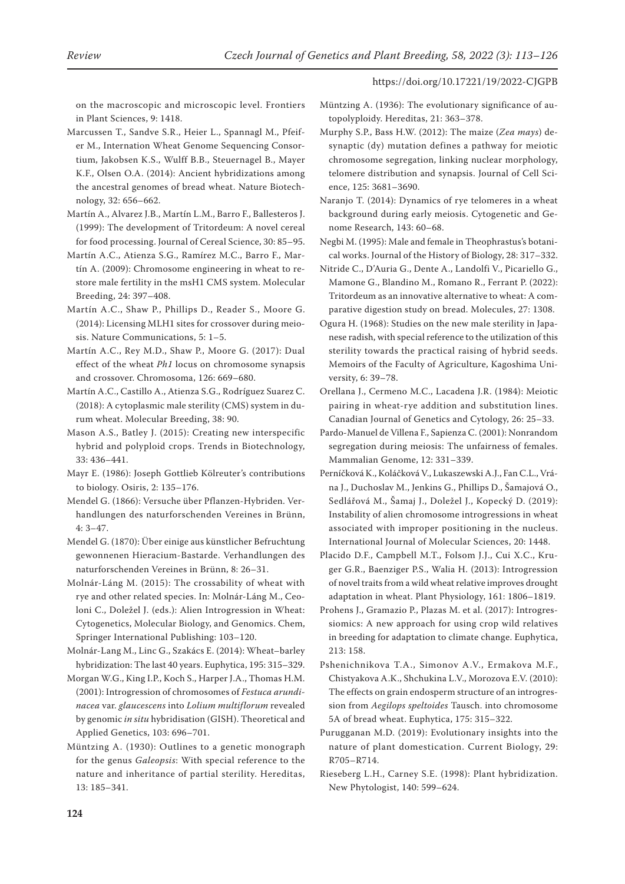on the macroscopic and microscopic level. Frontiers in Plant Sciences, 9: 1418.

Marcussen T., Sandve S.R., Heier L., Spannagl M., Pfeifer M., Internation Wheat Genome Sequencing Consortium, Jakobsen K.S., Wulff B.B., Steuernagel B., Mayer K.F., Olsen O.A. (2014): Ancient hybridizations among the ancestral genomes of bread wheat. Nature Biotechnology, 32: 656–662.

Martín A., Alvarez J.B., Martín L.M., Barro F., Ballesteros J. (1999): The development of Tritordeum: A novel cereal for food processing. Journal of Cereal Science, 30: 85–95.

Martín A.C., Atienza S.G., Ramírez M.C., Barro F., Martín A. (2009): Chromosome engineering in wheat to restore male fertility in the msH1 CMS system. Molecular Breeding, 24: 397–408.

Martín A.C., Shaw P., Phillips D., Reader S., Moore G. (2014): Licensing MLH1 sites for crossover during meiosis. Nature Communications, 5: 1–5.

Martín A.C., Rey M.D., Shaw P., Moore G. (2017): Dual effect of the wheat *Ph1* locus on chromosome synapsis and crossover. Chromosoma, 126: 669–680.

Martín A.C., Castillo A., Atienza S.G., Rodríguez Suarez C. (2018): A cytoplasmic male sterility (CMS) system in durum wheat. Molecular Breeding, 38: 90.

Mason A.S., Batley J. (2015): Creating new interspecific hybrid and polyploid crops. Trends in Biotechnology, 33: 436–441.

Mayr E. (1986): Joseph Gottlieb Kölreuter's contributions to biology. Osiris, 2: 135–176.

Mendel G. (1866): Versuche über Pflanzen-Hybriden. Verhandlungen des naturforschenden Vereines in Brünn, 4: 3–47.

Mendel G. (1870): Über einige aus künstlicher Befruchtung gewonnenen Hieracium-Bastarde. Verhandlungen des naturforschenden Vereines in Brünn, 8: 26–31.

Molnár-Láng M. (2015): The crossability of wheat with rye and other related species. In: Molnár-Láng M., Ceoloni C., Doležel J. (eds.): Alien Introgression in Wheat: Cytogenetics, Molecular Biology, and Genomics. Chem, Springer International Publishing: 103–120.

Molnár-Lang M., Linc G., Szakács E. (2014): Wheat–barley hybridization: The last 40 years. Euphytica, 195: 315–329.

Morgan W.G., King I.P., Koch S., Harper J.A., Thomas H.M. (2001): Introgression of chromosomes of *Festuca arundinacea* var. *glaucescens* into *Lolium multiflorum* revealed by genomic *in situ* hybridisation (GISH). Theoretical and Applied Genetics, 103: 696–701.

Müntzing A. (1930): Outlines to a genetic monograph for the genus *Galeopsis*: With special reference to the nature and inheritance of partial sterility. Hereditas, 13: 185–341.

Müntzing A. (1936): The evolutionary significance of autopolyploidy. Hereditas, 21: 363–378.

Murphy S.P., Bass H.W. (2012): The maize (*Zea mays*) desynaptic (dy) mutation defines a pathway for meiotic chromosome segregation, linking nuclear morphology, telomere distribution and synapsis. Journal of Cell Science, 125: 3681–3690.

Naranjo T. (2014): Dynamics of rye telomeres in a wheat background during early meiosis. Cytogenetic and Genome Research, 143: 60–68.

Negbi M. (1995): Male and female in Theophrastus's botanical works. Journal of the History of Biology, 28: 317–332.

Nitride C., D'Auria G., Dente A., Landolfi V., Picariello G., Mamone G., Blandino M., Romano R., Ferrant P. (2022): Tritordeum as an innovative alternative to wheat: A comparative digestion study on bread. Molecules, 27: 1308.

Ogura H. (1968): Studies on the new male sterility in Japanese radish, with special reference to the utilization of this sterility towards the practical raising of hybrid seeds. Memoirs of the Faculty of Agriculture, Kagoshima University, 6: 39–78.

Orellana J., Cermeno M.C., Lacadena J.R. (1984): Meiotic pairing in wheat-rye addition and substitution lines. Canadian Journal of Genetics and Cytology, 26: 25–33.

Pardo-Manuel de Villena F., Sapienza C. (2001): Nonrandom segregation during meiosis: The unfairness of females. Mammalian Genome, 12: 331–339.

Perníčková K., Koláčková V., Lukaszewski A.J., Fan C.L., Vrána J., Duchoslav M., Jenkins G., Phillips D., Šamajová O., Sedlářová M., Šamaj J., Doležel J., Kopecký D. (2019): Instability of alien chromosome introgressions in wheat associated with improper positioning in the nucleus. International Journal of Molecular Sciences, 20: 1448.

Placido D.F., Campbell M.T., Folsom J.J., Cui X.C., Kruger G.R., Baenziger P.S., Walia H. (2013): Introgression of novel traits from a wild wheat relative improves drought adaptation in wheat. Plant Physiology, 161: 1806–1819.

Prohens J., Gramazio P., Plazas M. et al. (2017): Introgressiomics: A new approach for using crop wild relatives in breeding for adaptation to climate change. Euphytica, 213: 158.

Pshenichnikova T.A., Simonov A.V., Ermakova M.F., Chistyakova A.K., Shchukina L.V., Morozova E.V. (2010): The effects on grain endosperm structure of an introgression from *Aegilops speltoides* Tausch. into chromosome 5A of bread wheat. Euphytica, 175: 315–322.

Purugganan M.D. (2019): Evolutionary insights into the nature of plant domestication. Current Biology, 29: R705–R714.

Rieseberg L.H., Carney S.E. (1998): Plant hybridization. New Phytologist, 140: 599–624.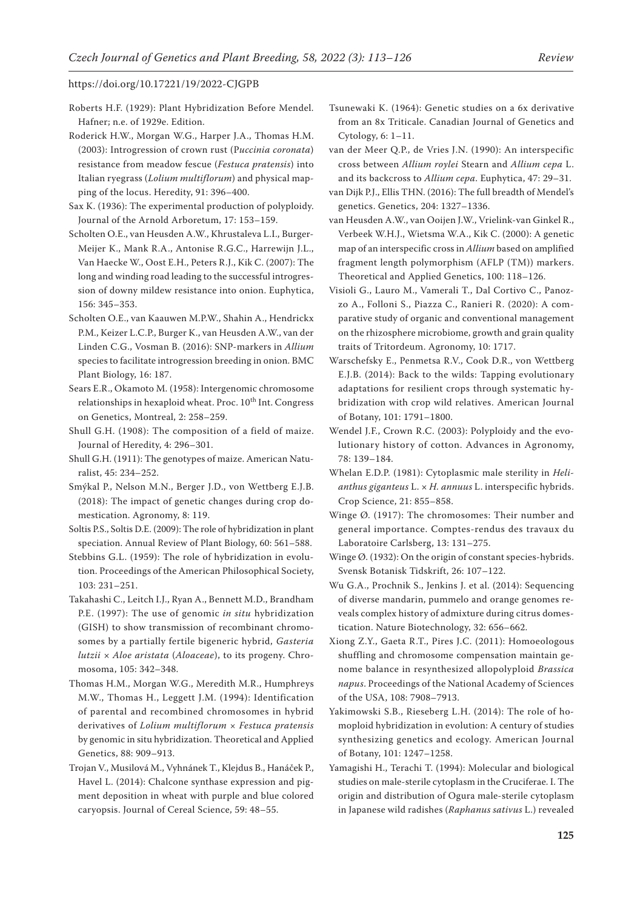Roberts H.F. (1929): Plant Hybridization Before Mendel. Hafner; n.e. of 1929e. Edition.

Roderick H.W., Morgan W.G., Harper J.A., Thomas H.M. (2003): Introgression of crown rust (*Puccinia coronata*) resistance from meadow fescue (*Festuca pratensis*) into Italian ryegrass (*Lolium multiflorum*) and physical mapping of the locus. Heredity, 91: 396–400.

Sax K. (1936): The experimental production of polyploidy. Journal of the Arnold Arboretum, 17: 153–159.

Scholten O.E., van Heusden A.W., Khrustaleva L.I., Burger-Meijer K., Mank R.A., Antonise R.G.C., Harrewijn J.L., Van Haecke W., Oost E.H., Peters R.J., Kik C. (2007): The long and winding road leading to the successful introgression of downy mildew resistance into onion. Euphytica, 156: 345–353.

Scholten O.E., van Kaauwen M.P.W., Shahin A., Hendrickx P.M., Keizer L.C.P., Burger K., van Heusden A.W., van der Linden C.G., Vosman B. (2016): SNP-markers in *Allium* species to facilitate introgression breeding in onion. BMC Plant Biology, 16: 187.

Sears E.R., Okamoto M. (1958): Intergenomic chromosome relationships in hexaploid wheat. Proc. 10th Int. Congress on Genetics, Montreal, 2: 258–259.

Shull G.H. (1908): The composition of a field of maize. Journal of Heredity, 4: 296–301.

Shull G.H. (1911): The genotypes of maize. American Naturalist, 45: 234–252.

Smýkal P., Nelson M.N., Berger J.D., von Wettberg E.J.B. (2018): The impact of genetic changes during crop domestication. Agronomy, 8: 119.

Soltis P.S., Soltis D.E. (2009): The role of hybridization in plant speciation. Annual Review of Plant Biology, 60: 561–588.

Stebbins G.L. (1959): The role of hybridization in evolution. Proceedings of the American Philosophical Society, 103: 231–251.

Takahashi C., Leitch I.J., Ryan A., Bennett M.D., Brandham P.E. (1997): The use of genomic *in situ* hybridization (GISH) to show transmission of recombinant chromosomes by a partially fertile bigeneric hybrid, *Gasteria lutzii* × *Aloe aristata* (*Aloceae*), to its progeny. Chromosoma, 105: 342–348.

Thomas H.M., Morgan W.G., Meredith M.R., Humphreys M.W., Thomas H., Leggett J.M. (1994): Identification of parental and recombined chromosomes in hybrid derivatives of *Lolium multiflorum* × *Festuca pratensis* by genomic in situ hybridization. Theoretical and Applied Genetics, 88: 909–913.

Trojan V., Musilová M., Vyhnánek T., Klejdus B., Hanáček P., Havel L. (2014): Chalcone synthase expression and pigment deposition in wheat with purple and blue colored caryopsis. Journal of Cereal Science, 59: 48–55.

Tsunewaki K. (1964): Genetic studies on a 6x derivative from an 8x Triticale. Canadian Journal of Genetics and Cytology, 6: 1–11.

van der Meer Q.P., de Vries J.N. (1990): An interspecific cross between *Allium roylei* Stearn and *Allium cepa* L. and its backcross to *Allium cepa*. Euphytica, 47: 29–31.

van Dijk P.J., Ellis THN. (2016): The full breadth of Mendel's genetics. Genetics, 204: 1327–1336.

van Heusden A.W., van Ooijen J.W., Vrielink-van Ginkel R., Verbeek W.H.J., Wietsma W.A., Kik C. (2000): A genetic map of an interspecific cross in *Allium* based on amplified fragment length polymorphism (AFLP (TM)) markers. Theoretical and Applied Genetics, 100: 118–126.

Visioli G., Lauro M., Vamerali T., Dal Cortivo C., Panozzo A., Folloni S., Piazza C., Ranieri R. (2020): A comparative study of organic and conventional management on the rhizosphere microbiome, growth and grain quality traits of Tritordeum. Agronomy, 10: 1717.

Warschefsky E., Penmetsa R.V., Cook D.R., von Wettberg E.J.B. (2014): Back to the wilds: Tapping evolutionary adaptations for resilient crops through systematic hybridization with crop wild relatives. American Journal of Botany, 101: 1791–1800.

Wendel J.F., Crown R.C. (2003): Polyploidy and the evolutionary history of cotton. Advances in Agronomy, 78: 139–184.

Whelan E.D.P. (1981): Cytoplasmic male sterility in *Helianthus giganteus* L. × *H. annuus* L. interspecific hybrids. Crop Science, 21: 855–858.

Winge Ø. (1917): The chromosomes: Their number and general importance. Comptes-rendus des travaux du Laboratoire Carlsberg, 13: 131–275.

Winge Ø. (1932): On the origin of constant species-hybrids. Svensk Botanisk Tidskrift, 26: 107–122.

Wu G.A., Prochnik S., Jenkins J. et al. (2014): Sequencing of diverse mandarin, pummelo and orange genomes reveals complex history of admixture during citrus domestication. Nature Biotechnology, 32: 656–662.

Xiong Z.Y., Gaeta R.T., Pires J.C. (2011): Homoeologous shuffling and chromosome compensation maintain genome balance in resynthesized allopolyploid *Brassica napus*. Proceedings of the National Academy of Sciences of the USA, 108: 7908–7913.

Yakimowski S.B., Rieseberg L.H. (2014): The role of homoploid hybridization in evolution: A century of studies synthesizing genetics and ecology. American Journal of Botany, 101: 1247–1258.

Yamagishi H., Terachi T. (1994): Molecular and biological studies on male-sterile cytoplasm in the Cruciferae. I. The origin and distribution of Ogura male-sterile cytoplasm in Japanese wild radishes (*Raphanus sativus* L.) revealed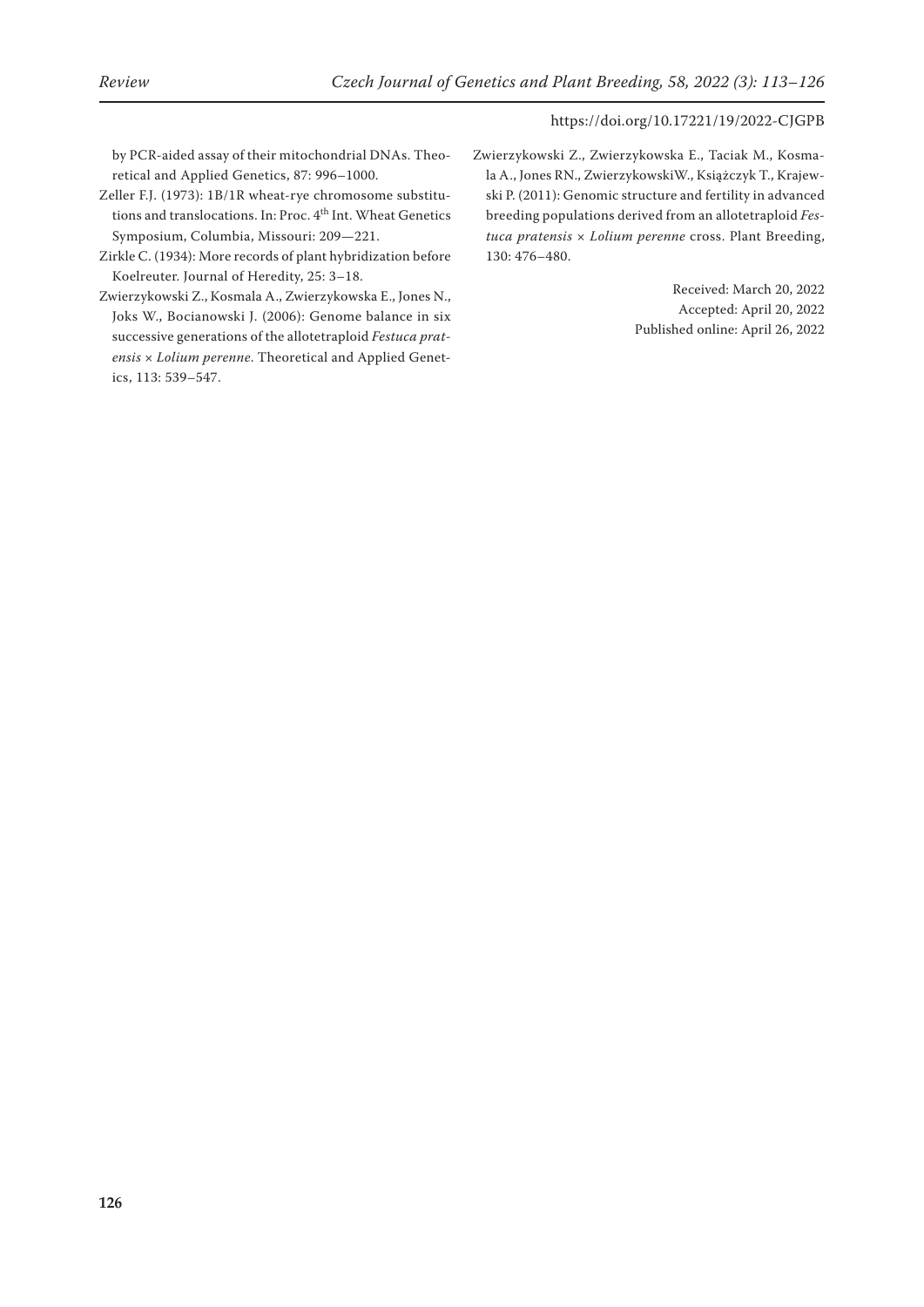by PCR-aided assay of their mitochondrial DNAs. Theoretical and Applied Genetics, 87: 996–1000.

Zeller F.J. (1973): 1B/1R wheat-rye chromosome substitutions and translocations. In: Proc. 4th Int. Wheat Genetics Symposium, Columbia, Missouri: 209—221.

Zirkle C. (1934): More records of plant hybridization before Koelreuter. Journal of Heredity, 25: 3–18.

Zwierzykowski Z., Kosmala A., Zwierzykowska E., Jones N., Joks W., Bocianowski J. (2006): Genome balance in six successive generations of the allotetraploid *Festuca pratensis* × *Lolium perenne*. Theoretical and Applied Genetics, 113: 539–547.

Zwierzykowski Z., Zwierzykowska E., Taciak M., Kosmala A., Jones RN., ZwierzykowskiW., Książczyk T., Krajewski P. (2011): Genomic structure and fertility in advanced breeding populations derived from an allotetraploid *Festuca pratensis* × *Lolium perenne* cross. Plant Breeding, 130: 476–480.

Received: March 20, 2022
Accepted: April 20, 2022
Published online: April 26, 2022